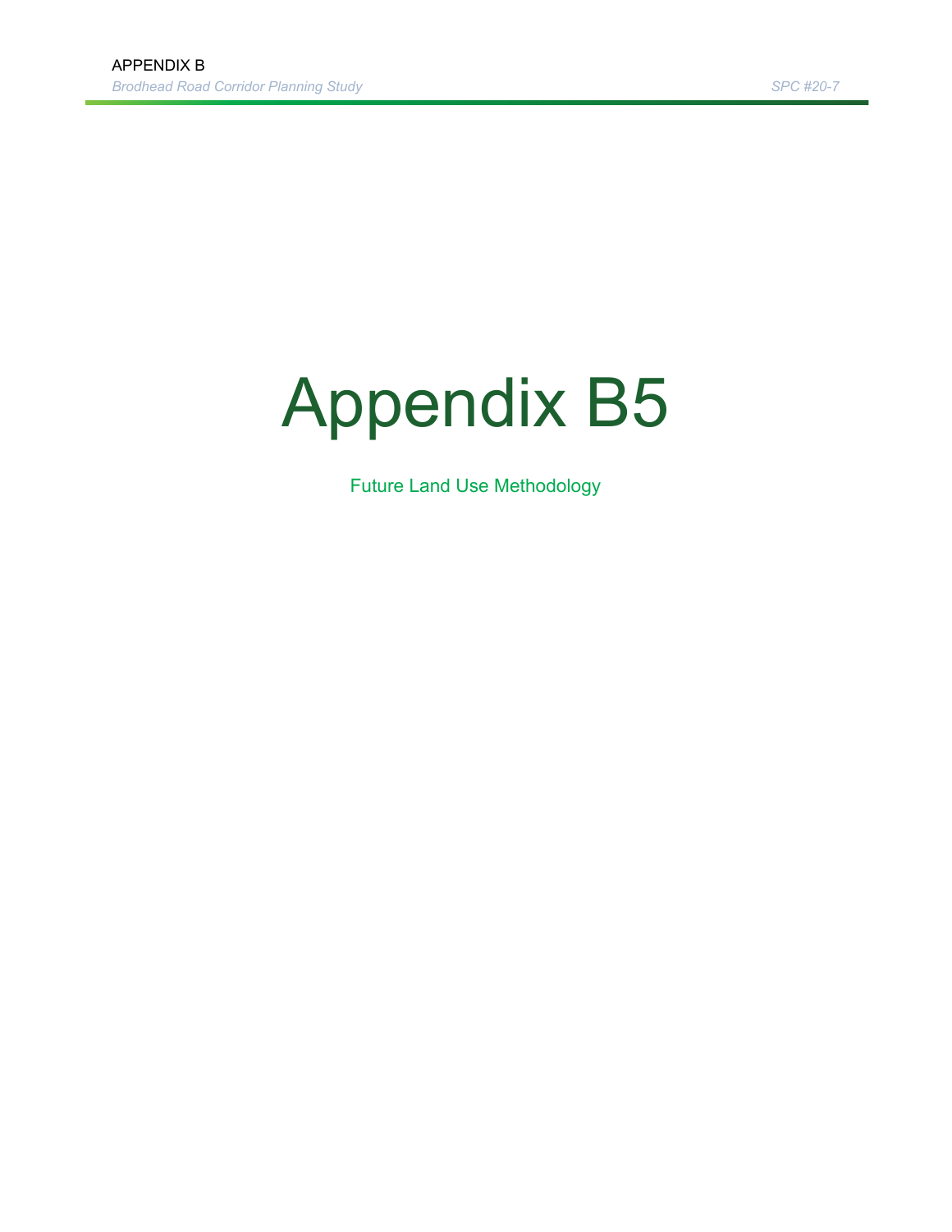# Appendix B5

Future Land Use Methodology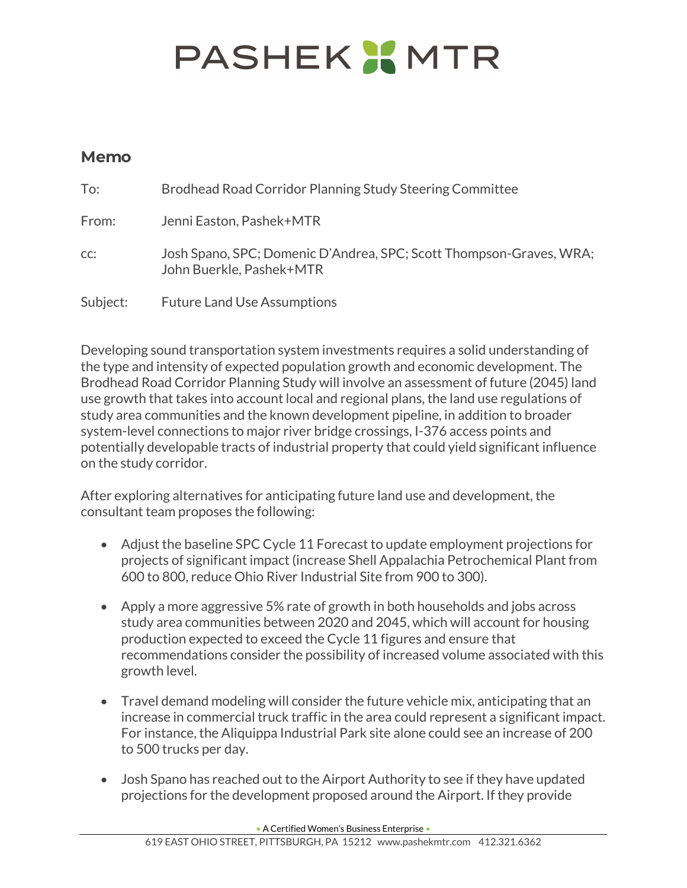# PASHEK MTR

## Memo

To: Brodhead Road Corridor Planning Study Steering Committee

From: Jenni Easton, Pashek+MTR

cc: Josh Spano, SPC; Domenic D'Andrea, SPC; Scott Thompson-Graves, WRA; John Buerkle, Pashek+MTR

Subject: Future Land Use Assumptions

Developing sound transportation system investments requires a solid understanding of the type and intensity of expected population growth and economic development. The Brodhead Road Corridor Planning Study will involve an assessment of future (2045) land use growth that takes into account local and regional plans, the land use regulations of study area communities and the known development pipeline, in addition to broader system-level connections to major river bridge crossings, I-376 access points and potentially developable tracts of industrial property that could yield significant influence on the study corridor.

After exploring alternatives for anticipating future land use and development, the consultant team proposes the following:

- Adjust the baseline SPC Cycle 11 Forecast to update employment projections for projects of significant impact (increase Shell Appalachia Petrochemical Plant from 600 to 800, reduce Ohio River Industrial Site from 900 to 300).
- Apply a more aggressive 5% rate of growth in both households and jobs across study area communities between 2020 and 2045, which will account for housing production expected to exceed the Cycle 11 figures and ensure that recommendations consider the possibility of increased volume associated with this growth level.
- Travel demand modeling will consider the future vehicle mix, anticipating that an increase in commercial truck traffic in the area could represent a significant impact. For instance, the Aliquippa Industrial Park site alone could see an increase of 200 to 500 trucks per day.
- Josh Spano has reached out to the Airport Authority to see if they have updated projections for the development proposed around the Airport. If they provide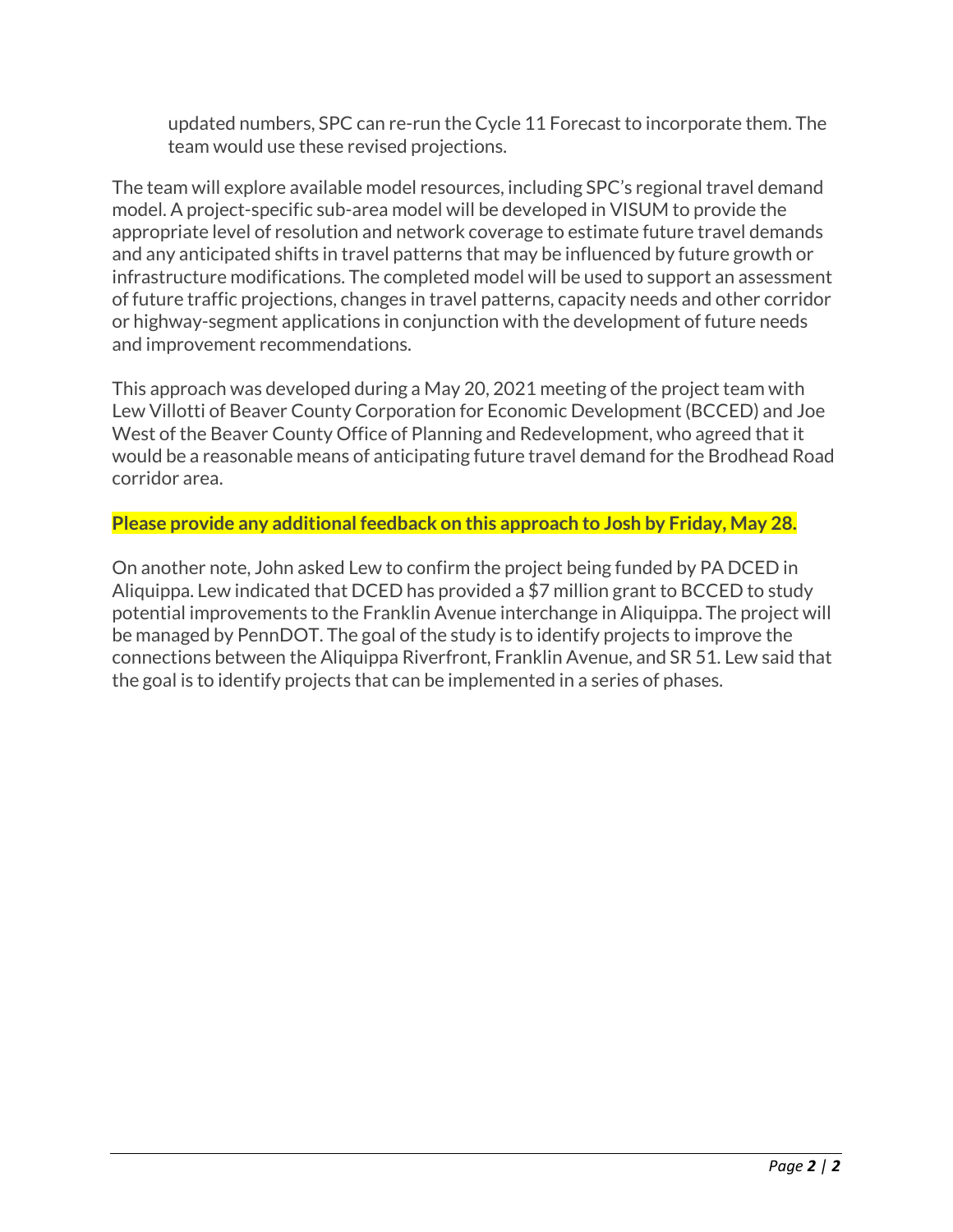updated numbers, SPC can re-run the Cycle 11 Forecast to incorporate them. The team would use these revised projections.

The team will explore available model resources, including SPC's regional travel demand model. A project-specific sub-area model will be developed in VISUM to provide the appropriate level of resolution and network coverage to estimate future travel demands and any anticipated shifts in travel patterns that may be influenced by future growth or infrastructure modifications. The completed model will be used to support an assessment of future traffic projections, changes in travel patterns, capacity needs and other corridor or highway-segment applications in conjunction with the development of future needs and improvement recommendations.

This approach was developed during a May 20, 2021 meeting of the project team with Lew Villotti of Beaver County Corporation for Economic Development (BCCED) and Joe West of the Beaver County Office of Planning and Redevelopment, who agreed that it would be a reasonable means of anticipating future travel demand for the Brodhead Road corridor area.

**Please provide any additional feedback on this approach to Josh by Friday, May 28.**

On another note, John asked Lew to confirm the project being funded by PA DCED in Aliquippa. Lew indicated that DCED has provided a $7 million grant to BCCED to study potential improvements to the Franklin Avenue interchange in Aliquippa. The project will be managed by PennDOT. The goal of the study is to identify projects to improve the connections between the Aliquippa Riverfront, Franklin Avenue, and SR 51. Lew said that the goal is to identify projects that can be implemented in a series of phases.